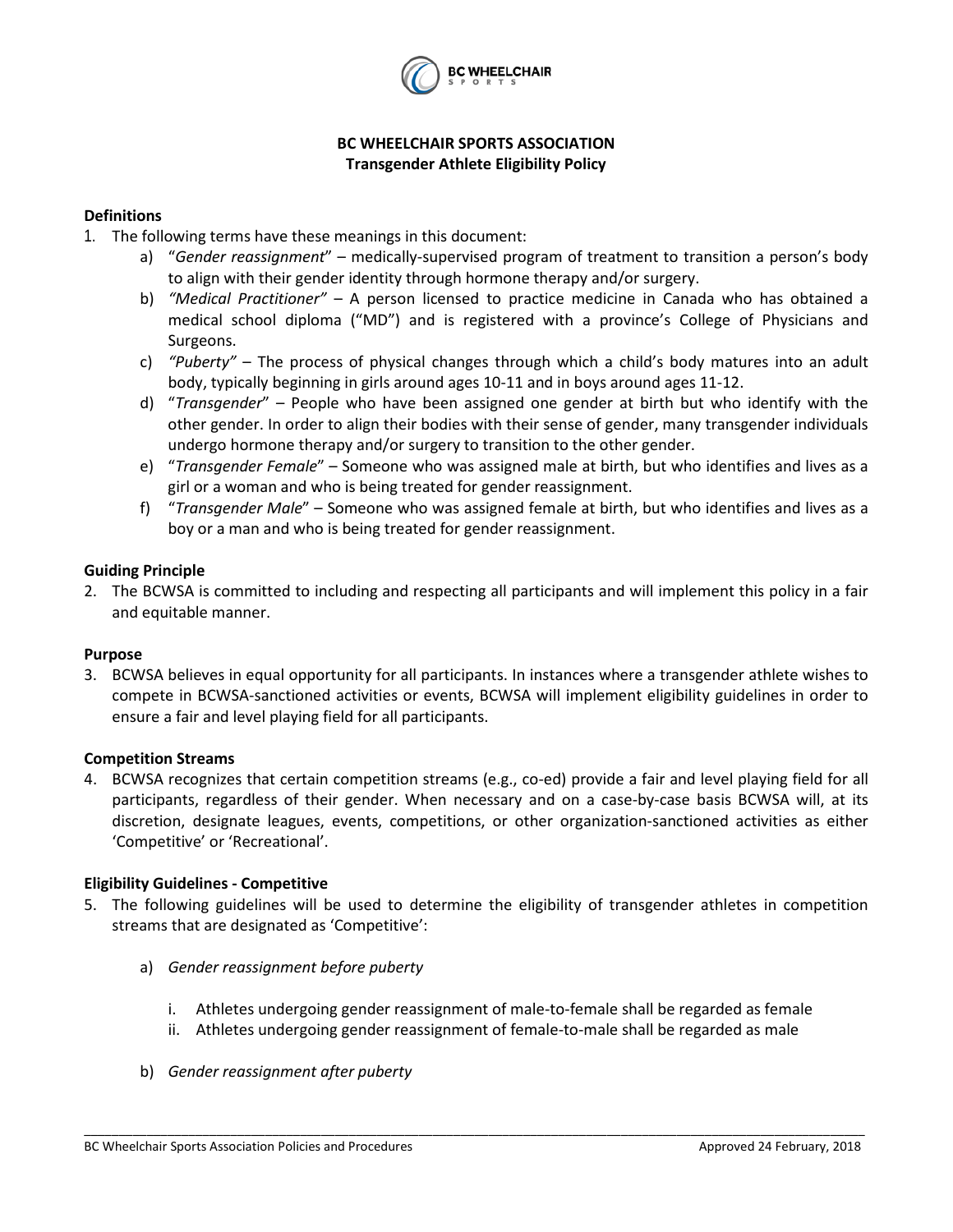# BC WHEELCHAIR SPORTS ASSOCIATION
## Transgender Athlete Eligibility Policy

**Definitions**

1. The following terms have these meanings in this document:
   a) "*Gender reassignment*" – medically-supervised program of treatment to transition a person's body to align with their gender identity through hormone therapy and/or surgery.
   b) *"Medical Practitioner"* – A person licensed to practice medicine in Canada who has obtained a medical school diploma ("MD") and is registered with a province's College of Physicians and Surgeons.
   c) *"Puberty"* – The process of physical changes through which a child's body matures into an adult body, typically beginning in girls around ages 10-11 and in boys around ages 11-12.
   d) "*Transgender*" – People who have been assigned one gender at birth but who identify with the other gender. In order to align their bodies with their sense of gender, many transgender individuals undergo hormone therapy and/or surgery to transition to the other gender.
   e) "*Transgender Female*" – Someone who was assigned male at birth, but who identifies and lives as a girl or a woman and who is being treated for gender reassignment.
   f) "*Transgender Male*" – Someone who was assigned female at birth, but who identifies and lives as a boy or a man and who is being treated for gender reassignment.

**Guiding Principle**

2. The BCWSA is committed to including and respecting all participants and will implement this policy in a fair and equitable manner.

**Purpose**

3. BCWSA believes in equal opportunity for all participants. In instances where a transgender athlete wishes to compete in BCWSA-sanctioned activities or events, BCWSA will implement eligibility guidelines in order to ensure a fair and level playing field for all participants.

**Competition Streams**

4. BCWSA recognizes that certain competition streams (e.g., co-ed) provide a fair and level playing field for all participants, regardless of their gender. When necessary and on a case-by-case basis BCWSA will, at its discretion, designate leagues, events, competitions, or other organization-sanctioned activities as either 'Competitive' or 'Recreational'.

**Eligibility Guidelines - Competitive**

5. The following guidelines will be used to determine the eligibility of transgender athletes in competition streams that are designated as 'Competitive':

   a) *Gender reassignment before puberty*

      i. Athletes undergoing gender reassignment of male-to-female shall be regarded as female
      ii. Athletes undergoing gender reassignment of female-to-male shall be regarded as male

   b) *Gender reassignment after puberty*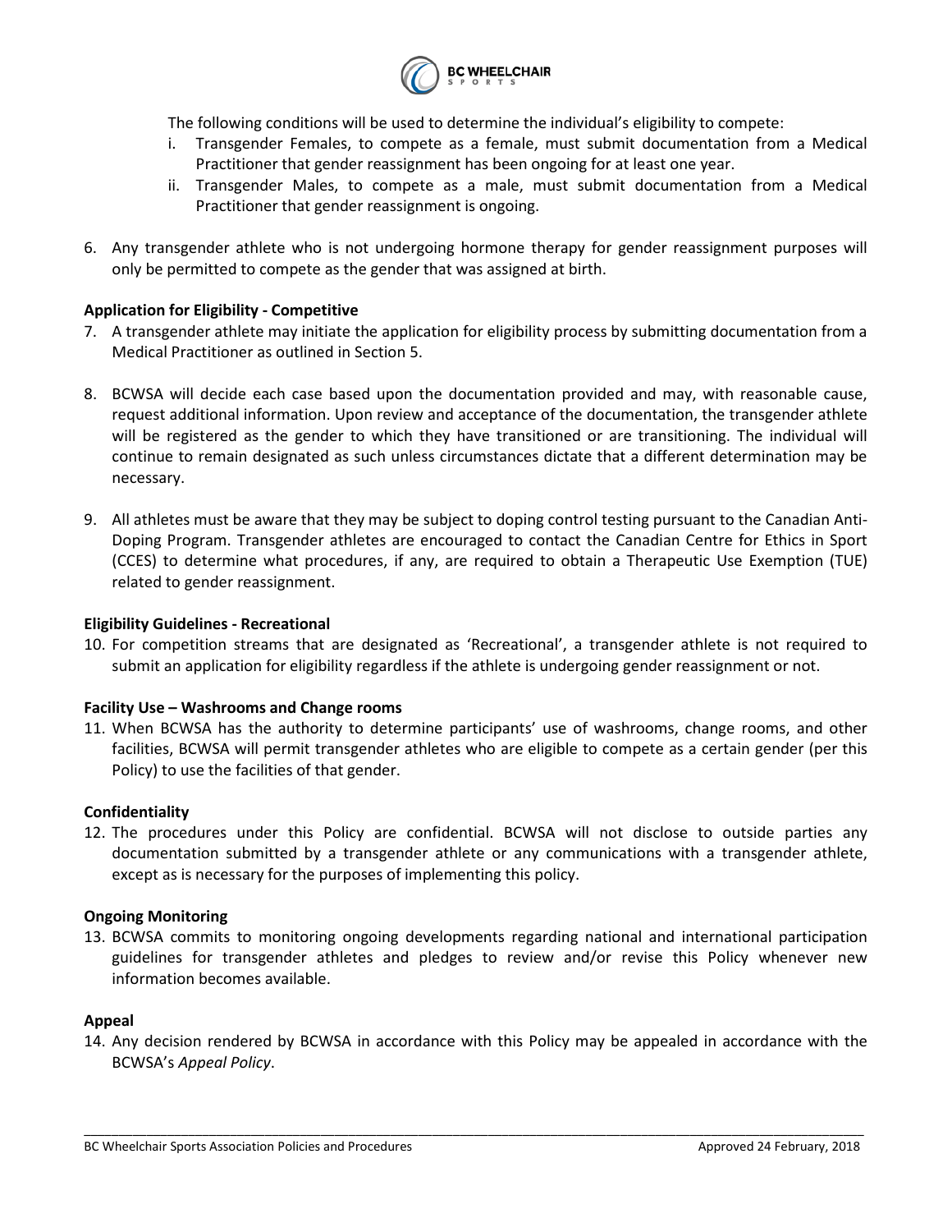The following conditions will be used to determine the individual's eligibility to compete:

i. Transgender Females, to compete as a female, must submit documentation from a Medical Practitioner that gender reassignment has been ongoing for at least one year.
ii. Transgender Males, to compete as a male, must submit documentation from a Medical Practitioner that gender reassignment is ongoing.

6. Any transgender athlete who is not undergoing hormone therapy for gender reassignment purposes will only be permitted to compete as the gender that was assigned at birth.

**Application for Eligibility - Competitive**

7. A transgender athlete may initiate the application for eligibility process by submitting documentation from a Medical Practitioner as outlined in Section 5.

8. BCWSA will decide each case based upon the documentation provided and may, with reasonable cause, request additional information. Upon review and acceptance of the documentation, the transgender athlete will be registered as the gender to which they have transitioned or are transitioning. The individual will continue to remain designated as such unless circumstances dictate that a different determination may be necessary.

9. All athletes must be aware that they may be subject to doping control testing pursuant to the Canadian Anti-Doping Program. Transgender athletes are encouraged to contact the Canadian Centre for Ethics in Sport (CCES) to determine what procedures, if any, are required to obtain a Therapeutic Use Exemption (TUE) related to gender reassignment.

**Eligibility Guidelines - Recreational**

10. For competition streams that are designated as 'Recreational', a transgender athlete is not required to submit an application for eligibility regardless if the athlete is undergoing gender reassignment or not.

**Facility Use – Washrooms and Change rooms**

11. When BCWSA has the authority to determine participants' use of washrooms, change rooms, and other facilities, BCWSA will permit transgender athletes who are eligible to compete as a certain gender (per this Policy) to use the facilities of that gender.

**Confidentiality**

12. The procedures under this Policy are confidential. BCWSA will not disclose to outside parties any documentation submitted by a transgender athlete or any communications with a transgender athlete, except as is necessary for the purposes of implementing this policy.

**Ongoing Monitoring**

13. BCWSA commits to monitoring ongoing developments regarding national and international participation guidelines for transgender athletes and pledges to review and/or revise this Policy whenever new information becomes available.

**Appeal**

14. Any decision rendered by BCWSA in accordance with this Policy may be appealed in accordance with the BCWSA's *Appeal Policy*.